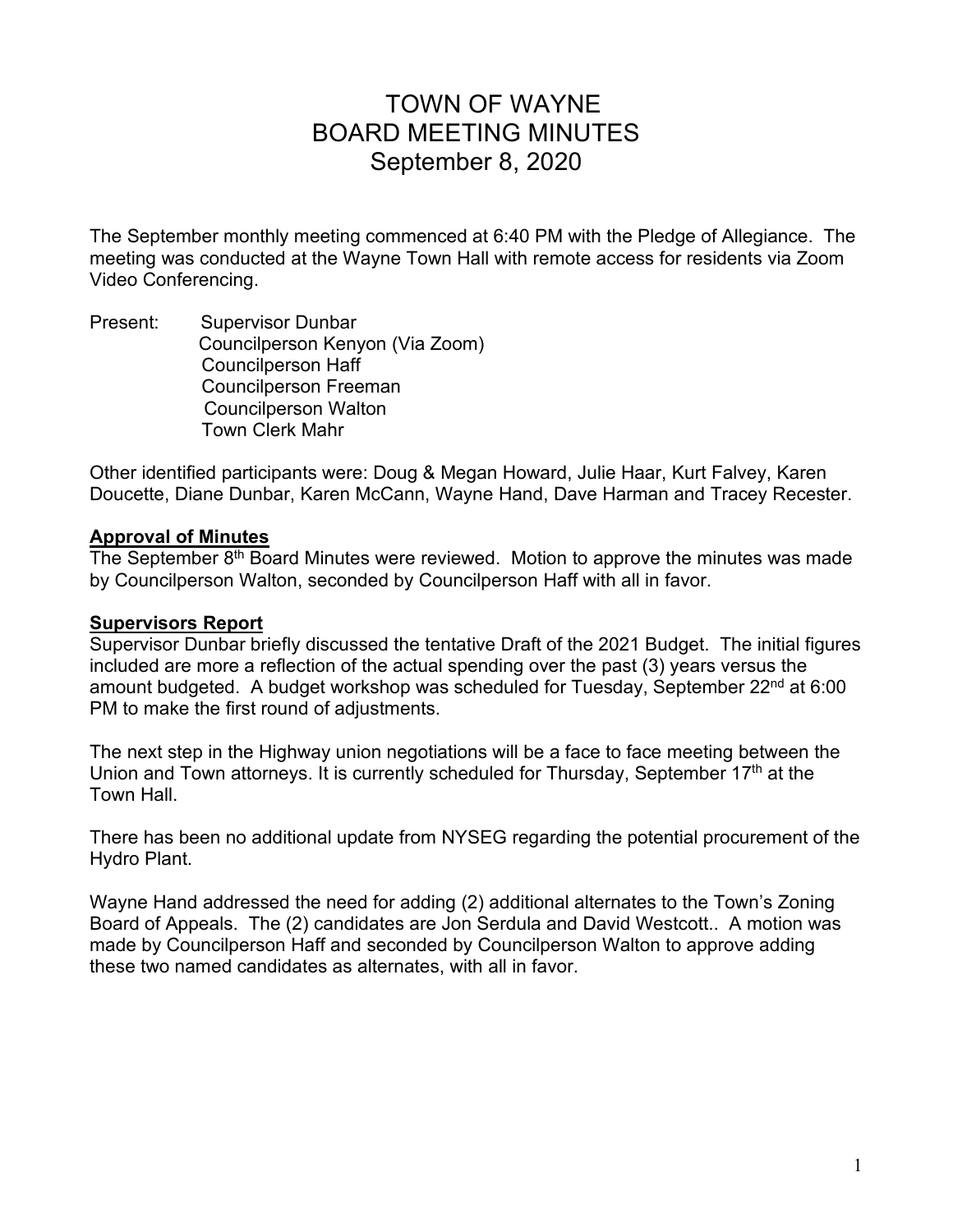# TOWN OF WAYNE
# BOARD MEETING MINUTES
# September 8, 2020

The September monthly meeting commenced at 6:40 PM with the Pledge of Allegiance. The meeting was conducted at the Wayne Town Hall with remote access for residents via Zoom Video Conferencing.

Present: Supervisor Dunbar
Councilperson Kenyon (Via Zoom)
Councilperson Haff
Councilperson Freeman
Councilperson Walton
Town Clerk Mahr

Other identified participants were: Doug & Megan Howard, Julie Haar, Kurt Falvey, Karen Doucette, Diane Dunbar, Karen McCann, Wayne Hand, Dave Harman and Tracey Recester.

**Approval of Minutes**

The September 8th Board Minutes were reviewed. Motion to approve the minutes was made by Councilperson Walton, seconded by Councilperson Haff with all in favor.

**Supervisors Report**

Supervisor Dunbar briefly discussed the tentative Draft of the 2021 Budget. The initial figures included are more a reflection of the actual spending over the past (3) years versus the amount budgeted. A budget workshop was scheduled for Tuesday, September 22nd at 6:00 PM to make the first round of adjustments.

The next step in the Highway union negotiations will be a face to face meeting between the Union and Town attorneys. It is currently scheduled for Thursday, September 17th at the Town Hall.

There has been no additional update from NYSEG regarding the potential procurement of the Hydro Plant.

Wayne Hand addressed the need for adding (2) additional alternates to the Town's Zoning Board of Appeals. The (2) candidates are Jon Serdula and David Westcott.. A motion was made by Councilperson Haff and seconded by Councilperson Walton to approve adding these two named candidates as alternates, with all in favor.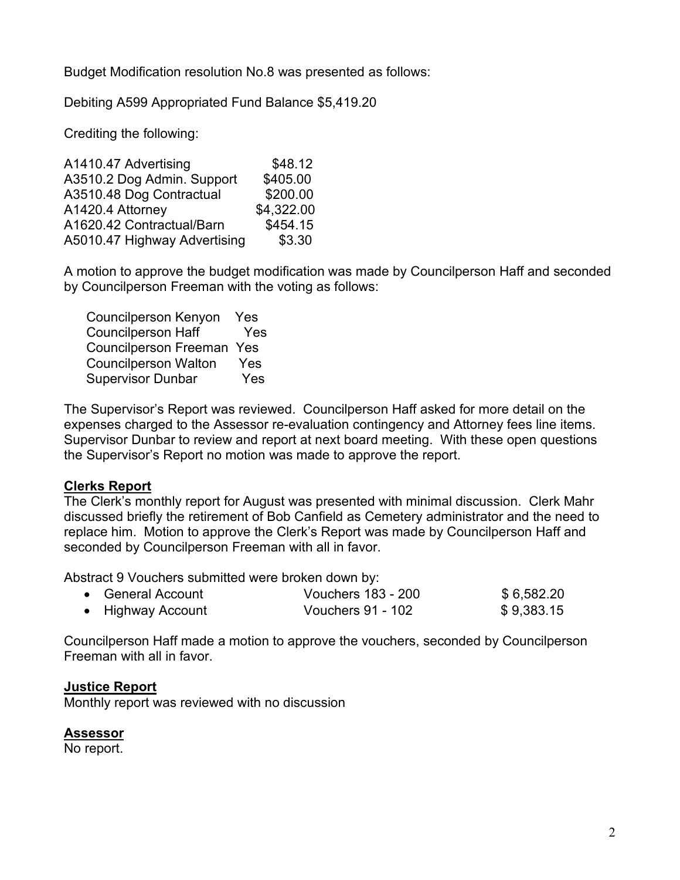Budget Modification resolution No.8 was presented as follows:

Debiting A599 Appropriated Fund Balance $5,419.20

Crediting the following:

| | |
|---|---|
| A1410.47 Advertising | $48.12 |
| A3510.2 Dog Admin. Support | $405.00 |
| A3510.48 Dog Contractual | $200.00 |
| A1420.4 Attorney | $4,322.00 |
| A1620.42 Contractual/Barn | $454.15 |
| A5010.47 Highway Advertising | $3.30 |

A motion to approve the budget modification was made by Councilperson Haff and seconded by Councilperson Freeman with the voting as follows:

| | |
|---|---|
| Councilperson Kenyon | Yes |
| Councilperson Haff | Yes |
| Councilperson Freeman | Yes |
| Councilperson Walton | Yes |
| Supervisor Dunbar | Yes |

The Supervisor's Report was reviewed. Councilperson Haff asked for more detail on the expenses charged to the Assessor re-evaluation contingency and Attorney fees line items. Supervisor Dunbar to review and report at next board meeting. With these open questions the Supervisor's Report no motion was made to approve the report.

**Clerks Report**

The Clerk's monthly report for August was presented with minimal discussion. Clerk Mahr discussed briefly the retirement of Bob Canfield as Cemetery administrator and the need to replace him. Motion to approve the Clerk's Report was made by Councilperson Haff and seconded by Councilperson Freeman with all in favor.

Abstract 9 Vouchers submitted were broken down by:

- General Account — Vouchers 183 - 200 — $ 6,582.20
- Highway Account — Vouchers 91 - 102 — $ 9,383.15

Councilperson Haff made a motion to approve the vouchers, seconded by Councilperson Freeman with all in favor.

**Justice Report**

Monthly report was reviewed with no discussion

**Assessor**

No report.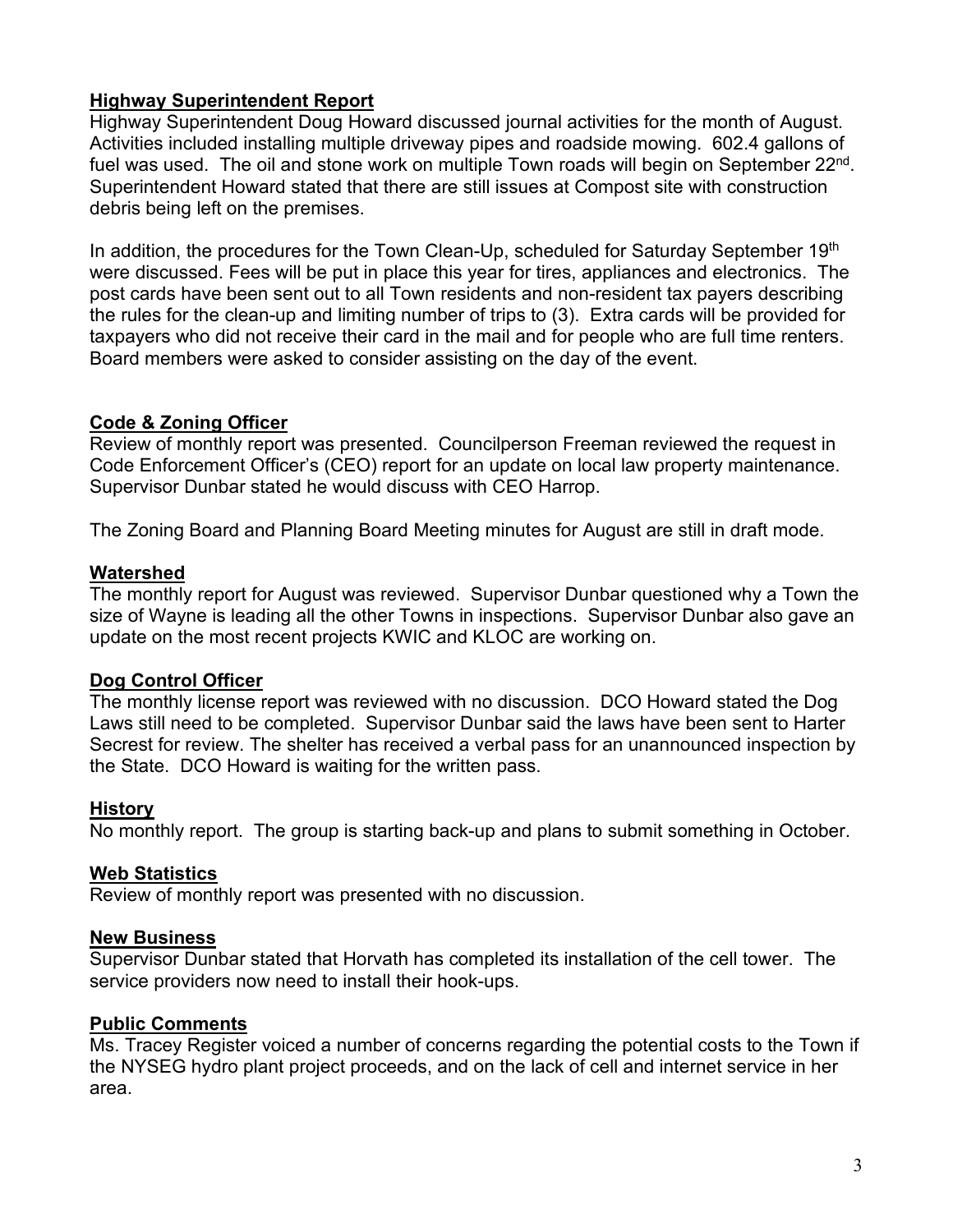## Highway Superintendent Report

Highway Superintendent Doug Howard discussed journal activities for the month of August. Activities included installing multiple driveway pipes and roadside mowing. 602.4 gallons of fuel was used. The oil and stone work on multiple Town roads will begin on September 22nd. Superintendent Howard stated that there are still issues at Compost site with construction debris being left on the premises.

In addition, the procedures for the Town Clean-Up, scheduled for Saturday September 19th were discussed. Fees will be put in place this year for tires, appliances and electronics. The post cards have been sent out to all Town residents and non-resident tax payers describing the rules for the clean-up and limiting number of trips to (3). Extra cards will be provided for taxpayers who did not receive their card in the mail and for people who are full time renters. Board members were asked to consider assisting on the day of the event.

## Code & Zoning Officer

Review of monthly report was presented. Councilperson Freeman reviewed the request in Code Enforcement Officer's (CEO) report for an update on local law property maintenance. Supervisor Dunbar stated he would discuss with CEO Harrop.

The Zoning Board and Planning Board Meeting minutes for August are still in draft mode.

## Watershed

The monthly report for August was reviewed. Supervisor Dunbar questioned why a Town the size of Wayne is leading all the other Towns in inspections. Supervisor Dunbar also gave an update on the most recent projects KWIC and KLOC are working on.

## Dog Control Officer

The monthly license report was reviewed with no discussion. DCO Howard stated the Dog Laws still need to be completed. Supervisor Dunbar said the laws have been sent to Harter Secrest for review. The shelter has received a verbal pass for an unannounced inspection by the State. DCO Howard is waiting for the written pass.

## History

No monthly report. The group is starting back-up and plans to submit something in October.

## Web Statistics

Review of monthly report was presented with no discussion.

## New Business

Supervisor Dunbar stated that Horvath has completed its installation of the cell tower. The service providers now need to install their hook-ups.

## Public Comments

Ms. Tracey Register voiced a number of concerns regarding the potential costs to the Town if the NYSEG hydro plant project proceeds, and on the lack of cell and internet service in her area.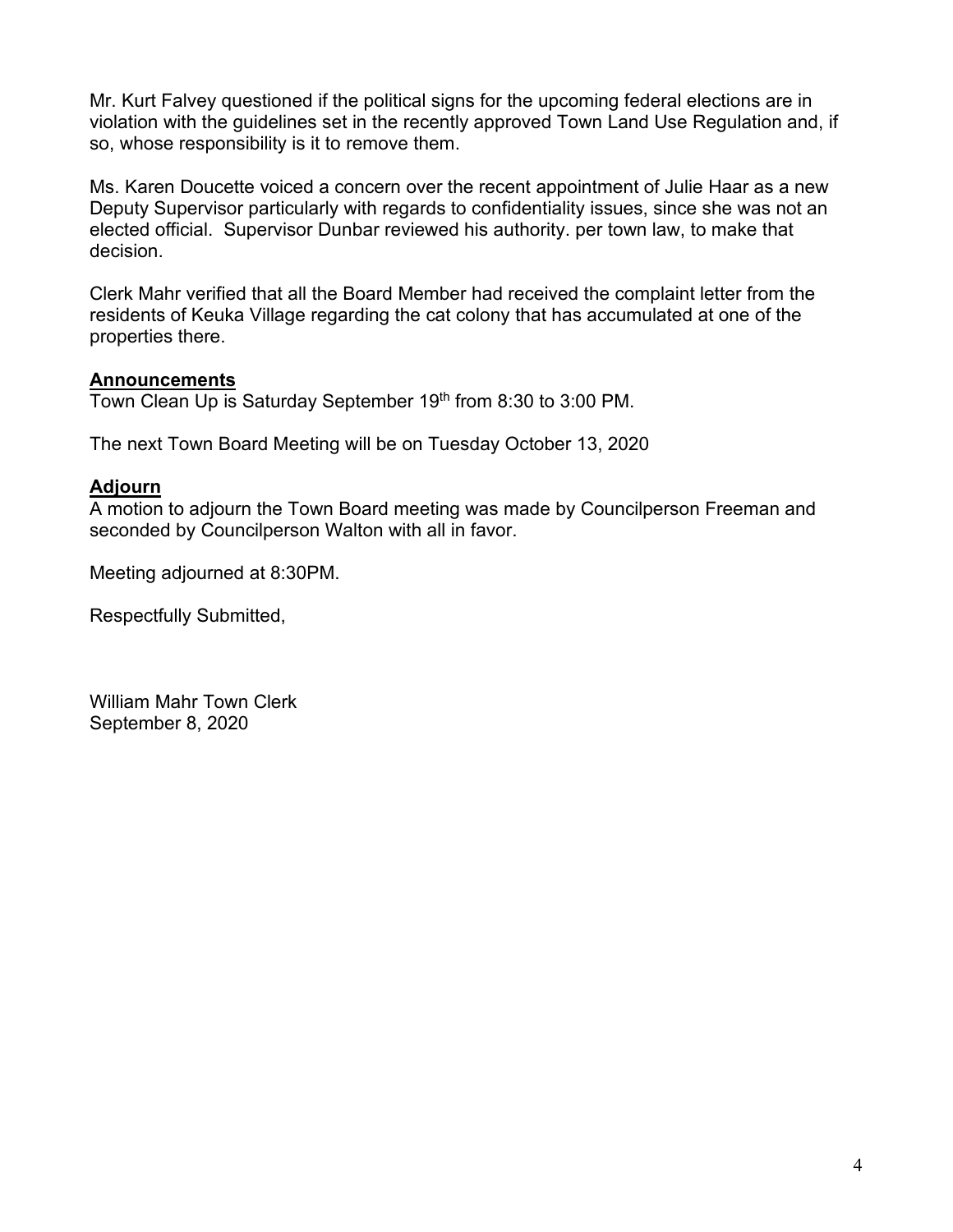Mr. Kurt Falvey questioned if the political signs for the upcoming federal elections are in violation with the guidelines set in the recently approved Town Land Use Regulation and, if so, whose responsibility is it to remove them.

Ms. Karen Doucette voiced a concern over the recent appointment of Julie Haar as a new Deputy Supervisor particularly with regards to confidentiality issues, since she was not an elected official. Supervisor Dunbar reviewed his authority. per town law, to make that decision.

Clerk Mahr verified that all the Board Member had received the complaint letter from the residents of Keuka Village regarding the cat colony that has accumulated at one of the properties there.

**Announcements**

Town Clean Up is Saturday September 19th from 8:30 to 3:00 PM.

The next Town Board Meeting will be on Tuesday October 13, 2020

**Adjourn**

A motion to adjourn the Town Board meeting was made by Councilperson Freeman and seconded by Councilperson Walton with all in favor.

Meeting adjourned at 8:30PM.

Respectfully Submitted,

William Mahr Town Clerk
September 8, 2020